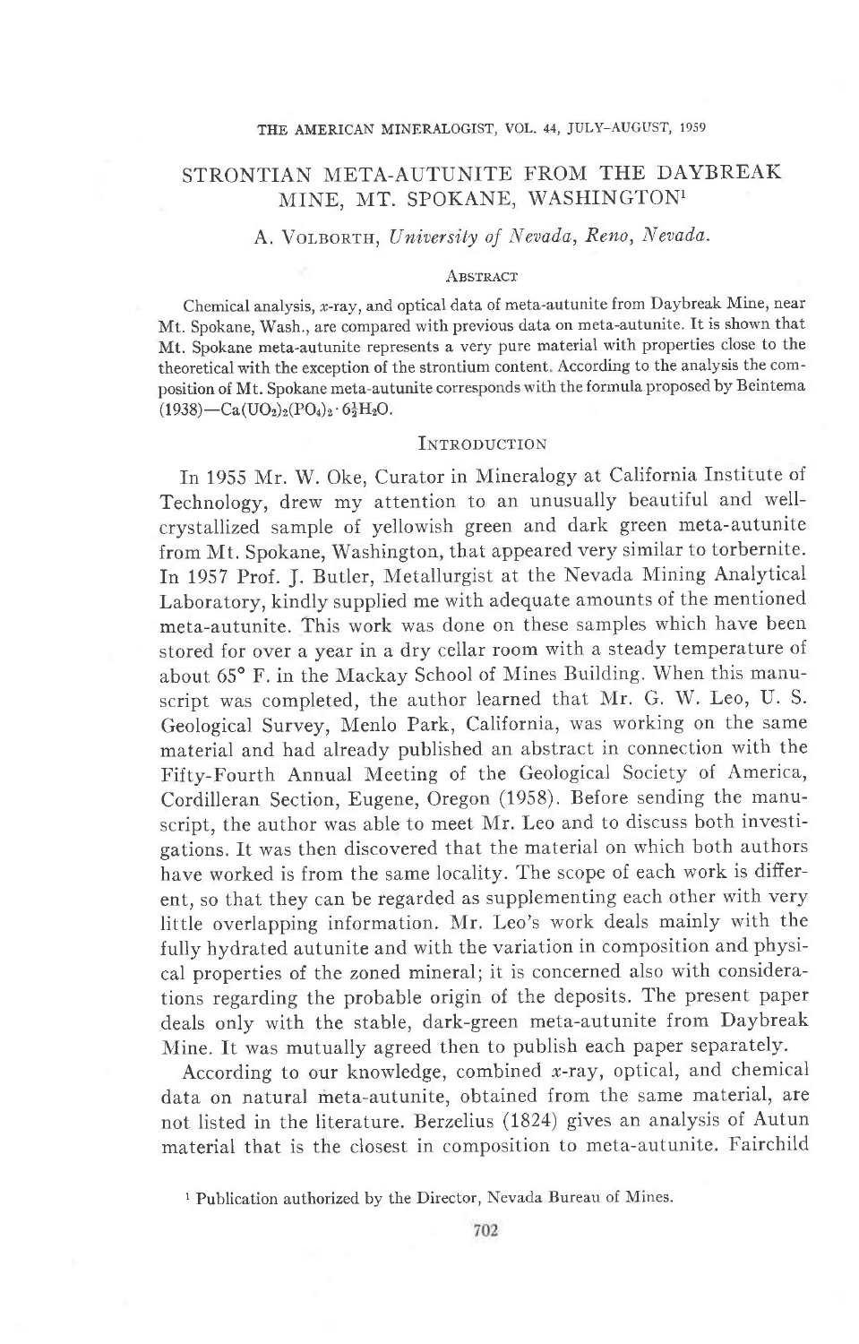# STRONTIAN META-AUTUNITE FROM THE DAYBREAK MINE, MT. SPOKANE, WASHINGTON[1]

A. Volborth, *University of Nevada, Reno, Nevada.*

## Abstract

Chemical analysis, *x*-ray, and optical data of meta-autunite from Daybreak Mine, near Mt. Spokane, Wash., are compared with previous data on meta-autunite. It is shown that Mt. Spokane meta-autunite represents a very pure material with properties close to the theoretical with the exception of the strontium content. According to the analysis the composition of Mt. Spokane meta-autunite corresponds with the formula proposed by Beintema (1938)—$Ca(UO_2)_2(PO_4)_2 \cdot 6\frac{1}{2}H_2O$.

## Introduction

In 1955 Mr. W. Oke, Curator in Mineralogy at California Institute of Technology, drew my attention to an unusually beautiful and well-crystallized sample of yellowish green and dark green meta-autunite from Mt. Spokane, Washington, that appeared very similar to torbernite. In 1957 Prof. J. Butler, Metallurgist at the Nevada Mining Analytical Laboratory, kindly supplied me with adequate amounts of the mentioned meta-autunite. This work was done on these samples which have been stored for over a year in a dry cellar room with a steady temperature of about 65° F. in the Mackay School of Mines Building. When this manuscript was completed, the author learned that Mr. G. W. Leo, U. S. Geological Survey, Menlo Park, California, was working on the same material and had already published an abstract in connection with the Fifty-Fourth Annual Meeting of the Geological Society of America, Cordilleran Section, Eugene, Oregon (1958). Before sending the manuscript, the author was able to meet Mr. Leo and to discuss both investigations. It was then discovered that the material on which both authors have worked is from the same locality. The scope of each work is different, so that they can be regarded as supplementing each other with very little overlapping information. Mr. Leo's work deals mainly with the fully hydrated autunite and with the variation in composition and physical properties of the zoned mineral; it is concerned also with considerations regarding the probable origin of the deposits. The present paper deals only with the stable, dark-green meta-autunite from Daybreak Mine. It was mutually agreed then to publish each paper separately.

According to our knowledge, combined *x*-ray, optical, and chemical data on natural meta-autunite, obtained from the same material, are not listed in the literature. Berzelius (1824) gives an analysis of Autun material that is the closest in composition to meta-autunite. Fairchild

[1] Publication authorized by the Director, Nevada Bureau of Mines.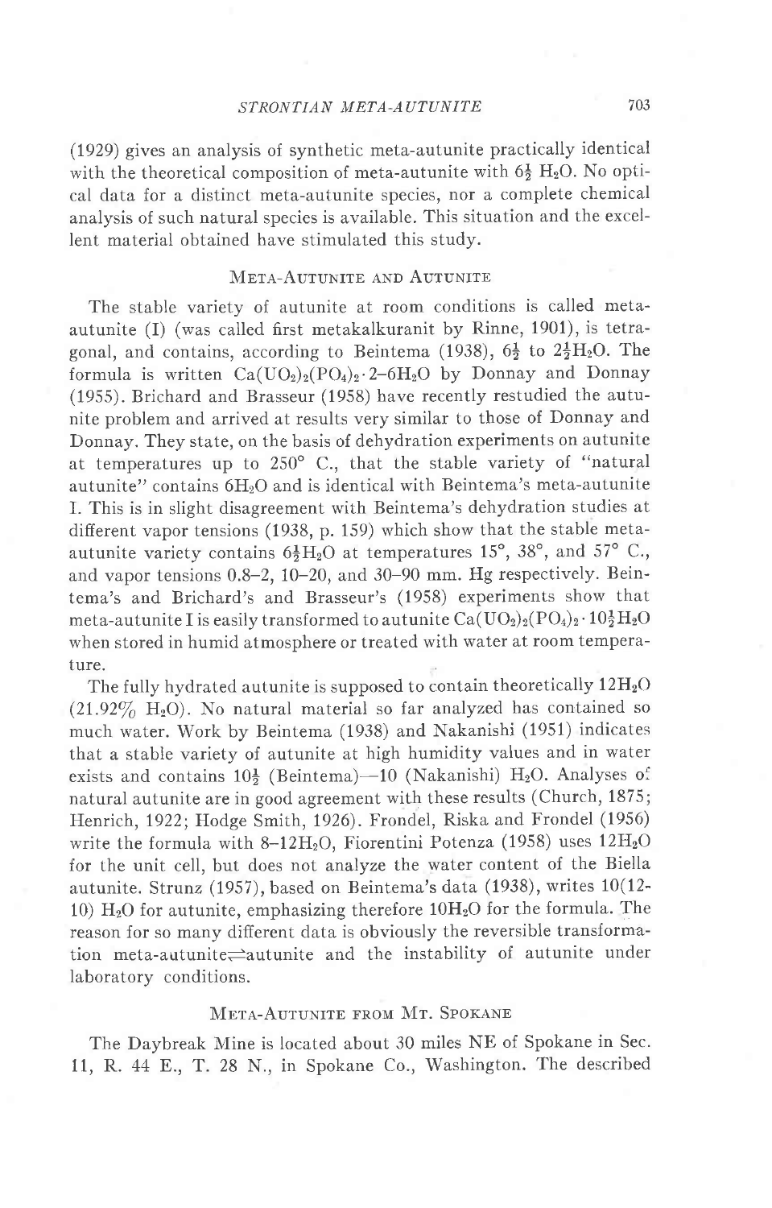(1929) gives an analysis of synthetic meta-autunite practically identical with the theoretical composition of meta-autunite with $6\frac{1}{2}$ $H_2O$. No optical data for a distinct meta-autunite species, nor a complete chemical analysis of such natural species is available. This situation and the excellent material obtained have stimulated this study.

## Meta-Autunite and Autunite

The stable variety of autunite at room conditions is called meta-autunite (I) (was called first metakalkuranit by Rinne, 1901), is tetragonal, and contains, according to Beintema (1938), $6\frac{1}{2}$ to $2\frac{1}{2}H_2O$. The formula is written $Ca(UO_2)_2(PO_4)_2 \cdot 2\text{–}6H_2O$ by Donnay and Donnay (1955). Brichard and Brasseur (1958) have recently restudied the autunite problem and arrived at results very similar to those of Donnay and Donnay. They state, on the basis of dehydration experiments on autunite at temperatures up to 250° C., that the stable variety of "natural autunite" contains $6H_2O$ and is identical with Beintema's meta-autunite I. This is in slight disagreement with Beintema's dehydration studies at different vapor tensions (1938, p. 159) which show that the stable meta-autunite variety contains $6\frac{1}{2}H_2O$ at temperatures 15°, 38°, and 57° C., and vapor tensions 0.8–2, 10–20, and 30–90 mm. Hg respectively. Beintema's and Brichard's and Brasseur's (1958) experiments show that meta-autunite I is easily transformed to autunite $Ca(UO_2)_2(PO_4)_2 \cdot 10\frac{1}{2}H_2O$ when stored in humid atmosphere or treated with water at room temperature.

The fully hydrated autunite is supposed to contain theoretically $12H_2O$ (21.92% $H_2O$). No natural material so far analyzed has contained so much water. Work by Beintema (1938) and Nakanishi (1951) indicates that a stable variety of autunite at high humidity values and in water exists and contains $10\frac{1}{2}$ (Beintema)—10 (Nakanishi) $H_2O$. Analyses of natural autunite are in good agreement with these results (Church, 1875; Henrich, 1922; Hodge Smith, 1926). Frondel, Riska and Frondel (1956) write the formula with $8\text{–}12H_2O$, Fiorentini Potenza (1958) uses $12H_2O$ for the unit cell, but does not analyze the water content of the Biella autunite. Strunz (1957), based on Beintema's data (1938), writes 10(12-10) $H_2O$ for autunite, emphasizing therefore $10H_2O$ for the formula. The reason for so many different data is obviously the reversible transformation meta-autunite$\rightleftharpoons$autunite and the instability of autunite under laboratory conditions.

## Meta-Autunite from Mt. Spokane

The Daybreak Mine is located about 30 miles NE of Spokane in Sec. 11, R. 44 E., T. 28 N., in Spokane Co., Washington. The described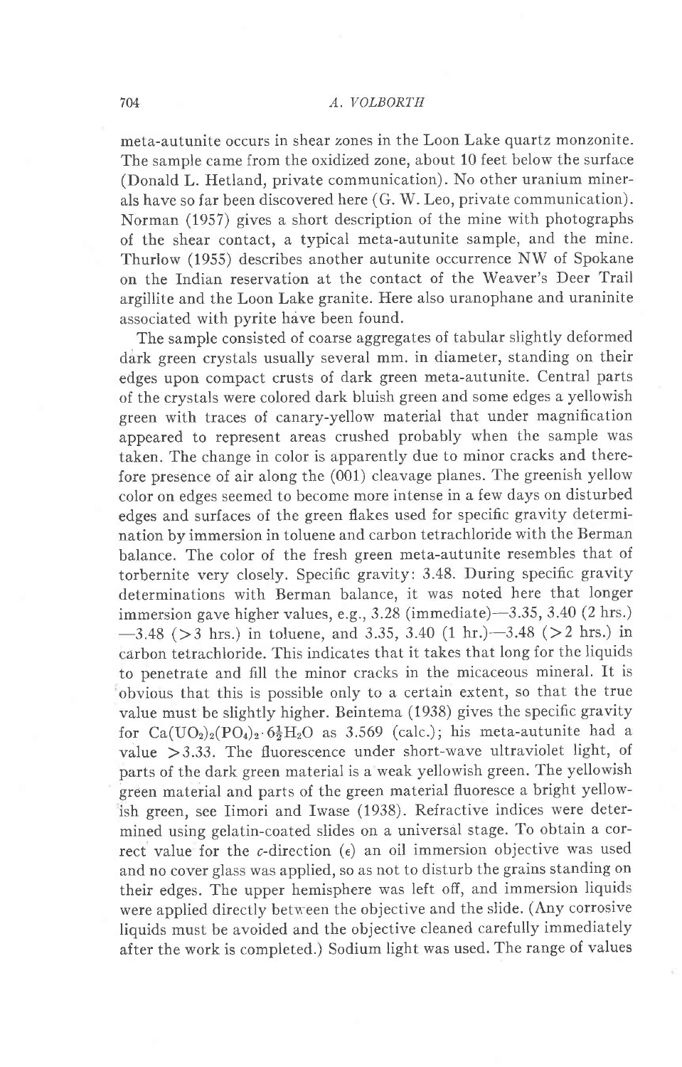meta-autunite occurs in shear zones in the Loon Lake quartz monzonite. The sample came from the oxidized zone, about 10 feet below the surface (Donald L. Hetland, private communication). No other uranium minerals have so far been discovered here (G. W. Leo, private communication). Norman (1957) gives a short description of the mine with photographs of the shear contact, a typical meta-autunite sample, and the mine. Thurlow (1955) describes another autunite occurrence NW of Spokane on the Indian reservation at the contact of the Weaver's Deer Trail argillite and the Loon Lake granite. Here also uranophane and uraninite associated with pyrite have been found.

The sample consisted of coarse aggregates of tabular slightly deformed dark green crystals usually several mm. in diameter, standing on their edges upon compact crusts of dark green meta-autunite. Central parts of the crystals were colored dark bluish green and some edges a yellowish green with traces of canary-yellow material that under magnification appeared to represent areas crushed probably when the sample was taken. The change in color is apparently due to minor cracks and therefore presence of air along the (001) cleavage planes. The greenish yellow color on edges seemed to become more intense in a few days on disturbed edges and surfaces of the green flakes used for specific gravity determination by immersion in toluene and carbon tetrachloride with the Berman balance. The color of the fresh green meta-autunite resembles that of torbernite very closely. Specific gravity: 3.48. During specific gravity determinations with Berman balance, it was noted here that longer immersion gave higher values, e.g., 3.28 (immediate)—3.35, 3.40 (2 hrs.) —3.48 (>3 hrs.) in toluene, and 3.35, 3.40 (1 hr.)—3.48 (>2 hrs.) in carbon tetrachloride. This indicates that it takes that long for the liquids to penetrate and fill the minor cracks in the micaceous mineral. It is obvious that this is possible only to a certain extent, so that the true value must be slightly higher. Beintema (1938) gives the specific gravity for $Ca(UO_2)_2(PO_4)_2 \cdot 6\frac{1}{2}H_2O$ as 3.569 (calc.); his meta-autunite had a value >3.33. The fluorescence under short-wave ultraviolet light, of parts of the dark green material is a weak yellowish green. The yellowish green material and parts of the green material fluoresce a bright yellowish green, see Iimori and Iwase (1938). Refractive indices were determined using gelatin-coated slides on a universal stage. To obtain a correct value for the $c$-direction ($\epsilon$) an oil immersion objective was used and no cover glass was applied, so as not to disturb the grains standing on their edges. The upper hemisphere was left off, and immersion liquids were applied directly between the objective and the slide. (Any corrosive liquids must be avoided and the objective cleaned carefully immediately after the work is completed.) Sodium light was used. The range of values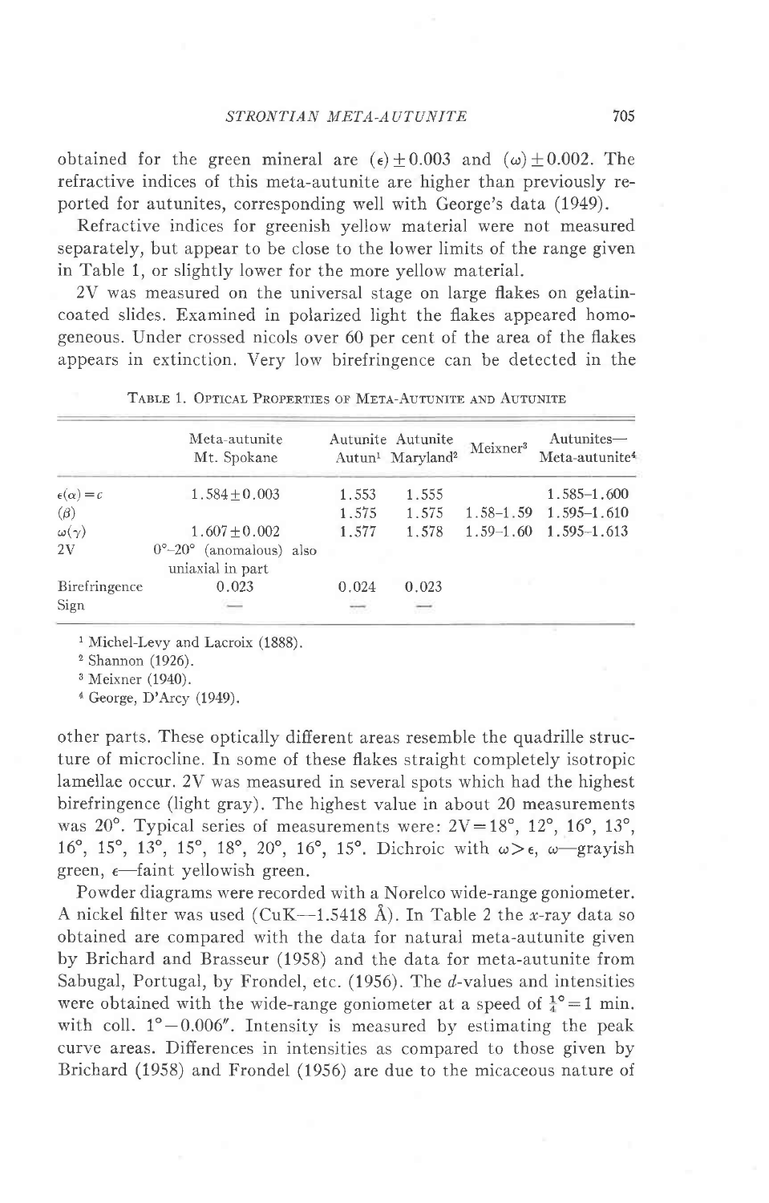obtained for the green mineral are $(\epsilon) \pm 0.003$ and $(\omega) \pm 0.002$. The refractive indices of this meta-autunite are higher than previously reported for autunites, corresponding well with George's data (1949).

Refractive indices for greenish yellow material were not measured separately, but appear to be close to the lower limits of the range given in Table 1, or slightly lower for the more yellow material.

2V was measured on the universal stage on large flakes on gelatin-coated slides. Examined in polarized light the flakes appeared homogeneous. Under crossed nicols over 60 per cent of the area of the flakes appears in extinction. Very low birefringence can be detected in the other parts. These optically different areas resemble the quadrille structure of microcline. In some of these flakes straight completely isotropic lamellae occur. 2V was measured in several spots which had the highest birefringence (light gray). The highest value in about 20 measurements was 20°. Typical series of measurements were: 2V = 18°, 12°, 16°, 13°, 16°, 15°, 13°, 15°, 18°, 20°, 16°, 15°. Dichroic with $\omega > \epsilon$, $\omega$—grayish green, $\epsilon$—faint yellowish green.

Table 1. Optical Properties of Meta-Autunite and Autunite

| | Meta-autunite Mt. Spokane | Autunite Autun[1] | Autunite Maryland[2] | Meixner[3] | Autunites—Meta-autunite[4] |
|---|---|---|---|---|---|
| $\epsilon(\alpha) = c$ | $1.584 \pm 0.003$ | 1.553 | 1.555 | | 1.585–1.600 |
| $(\beta)$ | | 1.575 | 1.575 | 1.58–1.59 | 1.595–1.610 |
| $\omega(\gamma)$ | $1.607 \pm 0.002$ | 1.577 | 1.578 | 1.59–1.60 | 1.595–1.613 |
| 2V | 0°–20° (anomalous) also uniaxial in part | | | | |
| Birefringence | 0.023 | 0.024 | 0.023 | | |
| Sign | — | — | — | | |

[1] Michel-Levy and Lacroix (1888).
[2] Shannon (1926).
[3] Meixner (1940).
[4] George, D'Arcy (1949).

Powder diagrams were recorded with a Norelco wide-range goniometer. A nickel filter was used (CuK—1.5418 Å). In Table 2 the $x$-ray data so obtained are compared with the data for natural meta-autunite given by Brichard and Brasseur (1958) and the data for meta-autunite from Sabugal, Portugal, by Frondel, etc. (1956). The $d$-values and intensities were obtained with the wide-range goniometer at a speed of $\frac{1}{4}° = 1$ min. with coll. 1°—0.006″. Intensity is measured by estimating the peak curve areas. Differences in intensities as compared to those given by Brichard (1958) and Frondel (1956) are due to the micaceous nature of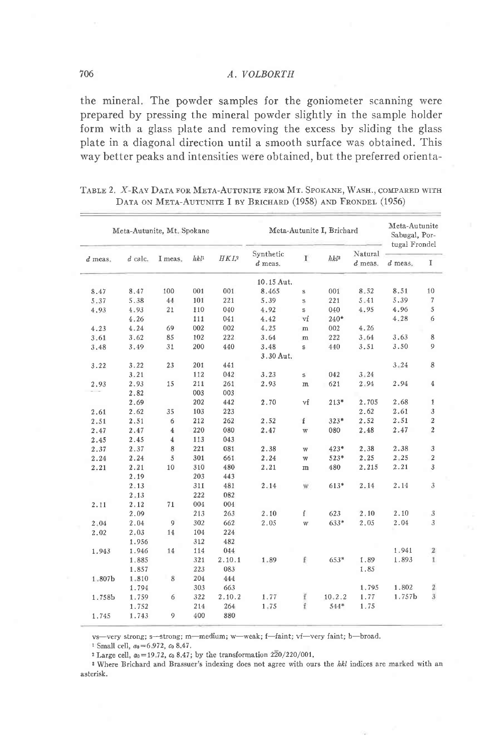the mineral. The powder samples for the goniometer scanning were prepared by pressing the mineral powder slightly in the sample holder form with a glass plate and removing the excess by sliding the glass plate in a diagonal direction until a smooth surface was obtained. This way better peaks and intensities were obtained, but the preferred orienta-

TABLE 2. X-RAY DATA FOR META-AUTUNITE FROM MT. SPOKANE, WASH., COMPARED WITH DATA ON META-AUTUNITE I BY BRICHARD (1958) AND FRONDEL (1956)

| Meta-Autunite, Mt. Spokane | | | | | Meta-Autunite I, Brichard | | | | Meta-Autunite Sabugal, Portugal Frondel | |
|---|---|---|---|---|---|---|---|---|---|---|
| *d* meas. | *d* calc. | I meas. | *hkl*[1] | *HKL*[2] | Synthetic *d* meas. | I | *hkl*[3] | Natural *d* meas. | *d* meas. | I |
| | | | | | 10.15 Aut. | | | | | |
| 8.47 | 8.47 | 100 | 001 | 001 | 8.465 | s | 001 | 8.52 | 8.51 | 10 |
| 5.37 | 5.38 | 44 | 101 | 221 | 5.39 | s | 221 | 5.41 | 5.39 | 7 |
| 4.93 | 4.93 | 21 | 110 | 040 | 4.92 | s | 040 | 4.95 | 4.96 | 5 |
| | 4.26 | | 111 | 041 | 4.42 | vf | 240* | | 4.28 | 6 |
| 4.23 | 4.24 | 69 | 002 | 002 | 4.25 | m | 002 | 4.26 | | |
| 3.61 | 3.62 | 85 | 102 | 222 | 3.64 | m | 222 | 3.64 | 3.63 | 8 |
| 3.48 | 3.49 | 31 | 200 | 440 | 3.48 | s | 440 | 3.51 | 3.50 | 9 |
| | | | | | 3.30 Aut. | | | | | |
| 3.22 | 3.22 | 23 | 201 | 441 | | | | | 3.24 | 8 |
| | 3.21 | | 112 | 042 | 3.23 | s | 042 | 3.24 | | |
| 2.93 | 2.93 | 15 | 211 | 261 | 2.93 | m | 621 | 2.94 | 2.94 | 4 |
| — | 2.82 | | 003 | 003 | | | | | | |
| | 2.69 | | 202 | 442 | 2.70 | vf | 213* | 2.705 | 2.68 | 1 |
| 2.61 | 2.62 | 35 | 103 | 223 | | | | 2.62 | 2.61 | 3 |
| 2.51 | 2.51 | 6 | 212 | 262 | 2.52 | f | 323* | 2.52 | 2.51 | 2 |
| 2.47 | 2.47 | 4 | 220 | 080 | 2.47 | w | 080 | 2.48 | 2.47 | 2 |
| 2.45 | 2.45 | 4 | 113 | 043 | | | | | | |
| 2.37 | 2.37 | 8 | 221 | 081 | 2.38 | w | 423* | 2.38 | 2.38 | 3 |
| 2.24 | 2.24 | 5 | 301 | 661 | 2.24 | w | 523* | 2.25 | 2.25 | 2 |
| 2.21 | 2.21 | 10 | 310 | 480 | 2.21 | m | 480 | 2.215 | 2.21 | 3 |
| | 2.19 | | 203 | 443 | | | | | | |
| | 2.13 | | 311 | 481 | 2.14 | w | 613* | 2.14 | 2.14 | 3 |
| | 2.13 | | 222 | 082 | | | | | | |
| 2.11 | 2.12 | 71 | 004 | 004 | | | | | | |
| | 2.09 | | 213 | 263 | 2.10 | f | 623 | 2.10 | 2.10 | 3 |
| 2.04 | 2.04 | 9 | 302 | 662 | 2.05 | w | 633* | 2.05 | 2.04 | 3 |
| 2.02 | 2.03 | 14 | 104 | 224 | | | | | | |
| | 1.956 | | 312 | 482 | | | | | | |
| 1.943 | 1.946 | 14 | 114 | 044 | | | | | 1.941 | 2 |
| | 1.885 | | 321 | 2.10.1 | 1.89 | f | 653* | 1.89 | 1.893 | 1 |
| | 1.857 | | 223 | 083 | | | | 1.85 | | |
| 1.807b | 1.810 | 8 | 204 | 444 | | | | | | |
| | 1.794 | | 303 | 663 | | | | 1.795 | 1.802 | 2 |
| 1.758b | 1.759 | 6 | 322 | 2.10.2 | 1.77 | f | 10.2.2 | 1.77 | 1.757b | 3 |
| | 1.752 | | 214 | 264 | 1.75 | f | 544* | 1.75 | | |
| 1.745 | 1.743 | 9 | 400 | 880 | | | | | | |

vs—very strong; s—strong; m—medium; w—weak; f—faint; vf—very faint; b—broad.

[1] Small cell, $a_0 = 6.972$, $c_0$ 8.47.

[2] Large cell, $a_0 = 19.72$, $c_0$ 8.47; by the transformation $2\bar{2}0/220/001$.

[3] Where Brichard and Brassuer's indexing does not agree with ours the *hkl* indices are marked with an asterisk.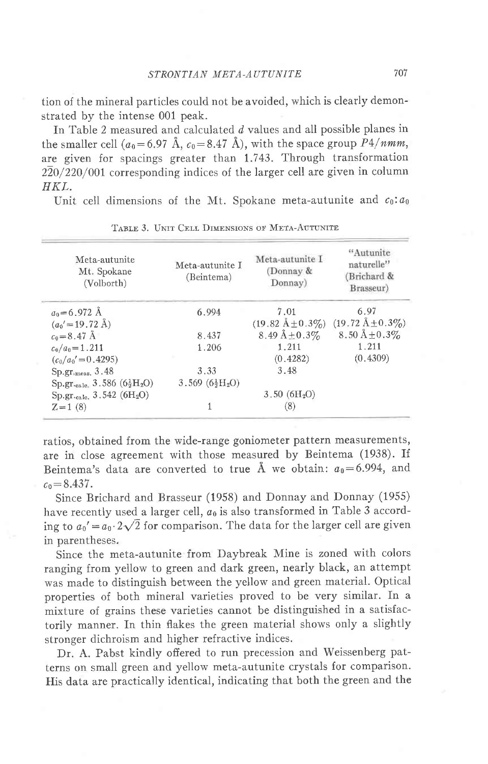tion of the mineral particles could not be avoided, which is clearly demonstrated by the intense 001 peak.

In Table 2 measured and calculated $d$ values and all possible planes in the smaller cell ($a_0 = 6.97$ Å, $c_0 = 8.47$ Å), with the space group $P4/nmm$, are given for spacings greater than 1.743. Through transformation $\bar{2}20/220/001$ corresponding indices of the larger cell are given in column *HKL*.

Unit cell dimensions of the Mt. Spokane meta-autunite and $c_0 : a_0$

TABLE 3. UNIT CELL DIMENSIONS OF META-AUTUNITE

| Meta-autunite Mt. Spokane (Volborth) | Meta-autunite I (Beintema) | Meta-autunite I (Donnay & Donnay) | "Autunite naturelle" (Brichard & Brasseur) |
|---|---|---|---|
| $a_0 = 6.972$ Å | 6.994 | 7.01 | 6.97 |
| ($a_0' = 19.72$ Å) | | (19.82 Å±0.3%) | (19.72 Å±0.3%) |
| $c_0 = 8.47$ Å | 8.437 | 8.49 Å±0.3% | 8.50 Å±0.3% |
| $c_0/a_0 = 1.211$ | 1.206 | 1.211 | 1.211 |
| ($c_0/a_0' = 0.4295$) | | (0.4282) | (0.4309) |
| Sp.gr.$_{meas.}$ 3.48 | 3.33 | 3.48 | |
| Sp.gr.$_{calc.}$ 3.586 ($6\frac{1}{2}H_2O$) | 3.569 ($6\frac{1}{2}H_2O$) | | |
| Sp.gr.$_{calc.}$ 3.542 ($6H_2O$) | | 3.50 ($6H_2O$) | |
| Z=1 (8) | 1 | (8) | |

ratios, obtained from the wide-range goniometer pattern measurements, are in close agreement with those measured by Beintema (1938). If Beintema's data are converted to true Å we obtain: $a_0 = 6.994$, and $c_0 = 8.437$.

Since Brichard and Brasseur (1958) and Donnay and Donnay (1955) have recently used a larger cell, $a_0$ is also transformed in Table 3 according to $a_0' = a_0 \cdot 2\sqrt{2}$ for comparison. The data for the larger cell are given in parentheses.

Since the meta-autunite from Daybreak Mine is zoned with colors ranging from yellow to green and dark green, nearly black, an attempt was made to distinguish between the yellow and green material. Optical properties of both mineral varieties proved to be very similar. In a mixture of grains these varieties cannot be distinguished in a satisfactorily manner. In thin flakes the green material shows only a slightly stronger dichroism and higher refractive indices.

Dr. A. Pabst kindly offered to run precession and Weissenberg patterns on small green and yellow meta-autunite crystals for comparison. His data are practically identical, indicating that both the green and the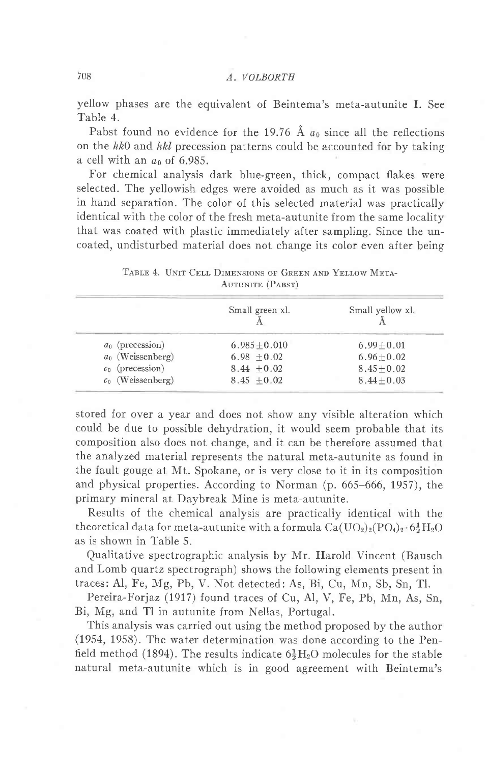yellow phases are the equivalent of Beintema's meta-autunite I. See Table 4.

Pabst found no evidence for the 19.76 Å $a_0$ since all the reflections on the *hk*0 and *hkl* precession patterns could be accounted for by taking a cell with an $a_0$ of 6.985.

For chemical analysis dark blue-green, thick, compact flakes were selected. The yellowish edges were avoided as much as it was possible in hand separation. The color of this selected material was practically identical with the color of the fresh meta-autunite from the same locality that was coated with plastic immediately after sampling. Since the uncoated, undisturbed material does not change its color even after being stored for over a year and does not show any visible alteration which could be due to possible dehydration, it would seem probable that its composition also does not change, and it can be therefore assumed that the analyzed material represents the natural meta-autunite as found in the fault gouge at Mt. Spokane, or is very close to it in its composition and physical properties. According to Norman (p. 665–666, 1957), the primary mineral at Daybreak Mine is meta-autunite.

Table 4. Unit Cell Dimensions of Green and Yellow Meta-Autunite (Pabst)

| | Small green xl. Å | Small yellow xl. Å |
|---|---|---|
| $a_0$ (precession) | 6.985±0.010 | 6.99±0.01 |
| $a_0$ (Weissenberg) | 6.98 ±0.02 | 6.96±0.02 |
| $c_0$ (precession) | 8.44 ±0.02 | 8.45±0.02 |
| $c_0$ (Weissenberg) | 8.45 ±0.02 | 8.44±0.03 |

Results of the chemical analysis are practically identical with the theoretical data for meta-autunite with a formula $Ca(UO_2)_2(PO_4)_2 \cdot 6\frac{1}{2}H_2O$ as is shown in Table 5.

Qualitative spectrographic analysis by Mr. Harold Vincent (Bausch and Lomb quartz spectrograph) shows the following elements present in traces: Al, Fe, Mg, Pb, V. Not detected: As, Bi, Cu, Mn, Sb, Sn, Tl.

Pereira-Forjaz (1917) found traces of Cu, Al, V, Fe, Pb, Mn, As, Sn, Bi, Mg, and Tl in autunite from Nellas, Portugal.

This analysis was carried out using the method proposed by the author (1954, 1958). The water determination was done according to the Penfield method (1894). The results indicate $6\frac{1}{2}H_2O$ molecules for the stable natural meta-autunite which is in good agreement with Beintema's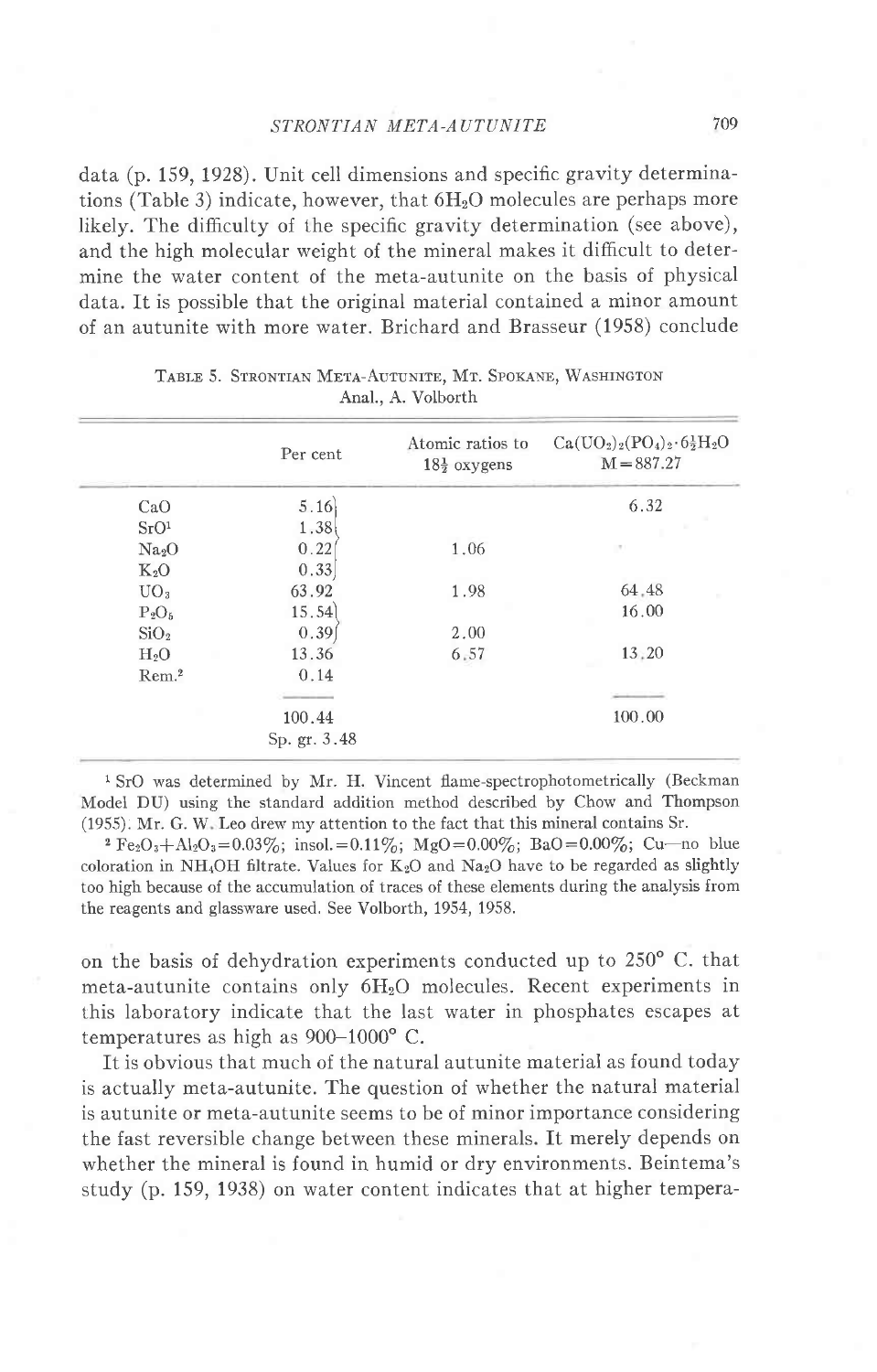data (p. 159, 1928). Unit cell dimensions and specific gravity determinations (Table 3) indicate, however, that $6H_2O$ molecules are perhaps more likely. The difficulty of the specific gravity determination (see above), and the high molecular weight of the mineral makes it difficult to determine the water content of the meta-autunite on the basis of physical data. It is possible that the original material contained a minor amount of an autunite with more water. Brichard and Brasseur (1958) conclude

TABLE 5. STRONTIAN META-AUTUNITE, MT. SPOKANE, WASHINGTON
Anal., A. Volborth

| | Per cent | Atomic ratios to $18\frac{1}{2}$ oxygens | $Ca(UO_2)_2(PO_4)_2 \cdot 6\frac{1}{2}H_2O$ M=887.27 |
|---|---|---|---|
| $CaO$ | 5.16 | | 6.32 |
| $SrO$[1] | 1.38 | | |
| $Na_2O$ | 0.22 | 1.06 | |
| $K_2O$ | 0.33 | | |
| $UO_3$ | 63.92 | 1.98 | 64.48 |
| $P_2O_5$ | 15.54 | | 16.00 |
| $SiO_2$ | 0.39 | 2.00 | |
| $H_2O$ | 13.36 | 6.57 | 13.20 |
| Rem.[2] | 0.14 | | |
| | 100.44 | | 100.00 |
| | Sp. gr. 3.48 | | |

[1] SrO was determined by Mr. H. Vincent flame-spectrophotometrically (Beckman Model DU) using the standard addition method described by Chow and Thompson (1955). Mr. G. W. Leo drew my attention to the fact that this mineral contains Sr.

[2] $Fe_2O_3+Al_2O_3=0.03\%$; insol.$=0.11\%$; $MgO=0.00\%$; $BaO=0.00\%$; Cu—no blue coloration in $NH_4OH$ filtrate. Values for $K_2O$ and $Na_2O$ have to be regarded as slightly too high because of the accumulation of traces of these elements during the analysis from the reagents and glassware used. See Volborth, 1954, 1958.

on the basis of dehydration experiments conducted up to 250° C. that meta-autunite contains only $6H_2O$ molecules. Recent experiments in this laboratory indicate that the last water in phosphates escapes at temperatures as high as 900–1000° C.

It is obvious that much of the natural autunite material as found today is actually meta-autunite. The question of whether the natural material is autunite or meta-autunite seems to be of minor importance considering the fast reversible change between these minerals. It merely depends on whether the mineral is found in humid or dry environments. Beintema's study (p. 159, 1938) on water content indicates that at higher tempera-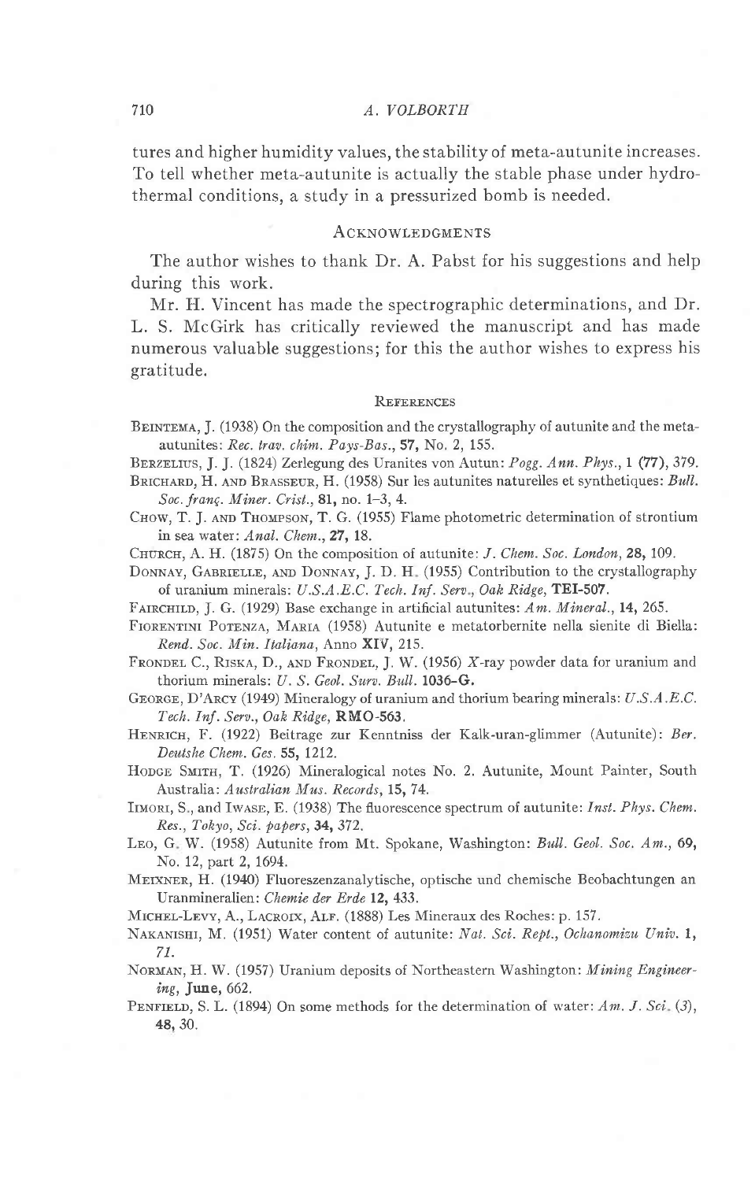tures and higher humidity values, the stability of meta-autunite increases. To tell whether meta-autunite is actually the stable phase under hydrothermal conditions, a study in a pressurized bomb is needed.

## Acknowledgments

The author wishes to thank Dr. A. Pabst for his suggestions and help during this work.

Mr. H. Vincent has made the spectrographic determinations, and Dr. L. S. McGirk has critically reviewed the manuscript and has made numerous valuable suggestions; for this the author wishes to express his gratitude.

## References

Beintema, J. (1938) On the composition and the crystallography of autunite and the meta-autunites: *Rec. trav. chim. Pays-Bas.*, **57**, No. 2, 155.

Berzelius, J. J. (1824) Zerlegung des Uranites von Autun: *Pogg. Ann. Phys.*, 1 **(77)**, 379.

Brichard, H. and Brasseur, H. (1958) Sur les autunites naturelles et synthetiques: *Bull. Soc. franç. Miner. Crist.*, **81**, no. 1–3, 4.

Chow, T. J. and Thompson, T. G. (1955) Flame photometric determination of strontium in sea water: *Anal. Chem.*, **27**, 18.

Church, A. H. (1875) On the composition of autunite: *J. Chem. Soc. London*, **28**, 109.

Donnay, Gabrielle, and Donnay, J. D. H. (1955) Contribution to the crystallography of uranium minerals: *U.S.A.E.C. Tech. Inf. Serv., Oak Ridge*, **TEI-507**.

Fairchild, J. G. (1929) Base exchange in artificial autunites: *Am. Mineral.*, **14**, 265.

Fiorentini Potenza, Maria (1958) Autunite e metatorbernite nella sienite di Biella: *Rend. Soc. Min. Italiana*, Anno **XIV**, 215.

Frondel C., Riska, D., and Frondel, J. W. (1956) *X*-ray powder data for uranium and thorium minerals: *U. S. Geol. Surv. Bull.* **1036-G.**

George, D'Arcy (1949) Mineralogy of uranium and thorium bearing minerals: *U.S.A.E.C. Tech. Inf. Serv., Oak Ridge*, **RMO-563**.

Henrich, F. (1922) Beitrage zur Kenntniss der Kalk-uran-glimmer (Autunite): *Ber. Deutshe Chem. Ges.* **55**, 1212.

Hodge Smith, T. (1926) Mineralogical notes No. 2. Autunite, Mount Painter, South Australia: *Australian Mus. Records*, **15**, 74.

Iimori, S., and Iwase, E. (1938) The fluorescence spectrum of autunite: *Inst. Phys. Chem. Res., Tokyo, Sci. papers*, **34**, 372.

Leo, G. W. (1958) Autunite from Mt. Spokane, Washington: *Bull. Geol. Soc. Am.*, **69**, No. 12, part 2, 1694.

Meixner, H. (1940) Fluoreszenzanalytische, optische und chemische Beobachtungen an Uranmineralien: *Chemie der Erde* **12**, 433.

Michel-Levy, A., Lacroix, Alf. (1888) Les Mineraux des Roches: p. 157.

Nakanishi, M. (1951) Water content of autunite: *Nat. Sci. Rept., Ochanomizu Univ.* **1**, 71.

Norman, H. W. (1957) Uranium deposits of Northeastern Washington: *Mining Engineering*, **June**, 662.

Penfield, S. L. (1894) On some methods for the determination of water: *Am. J. Sci.* (3), **48**, 30.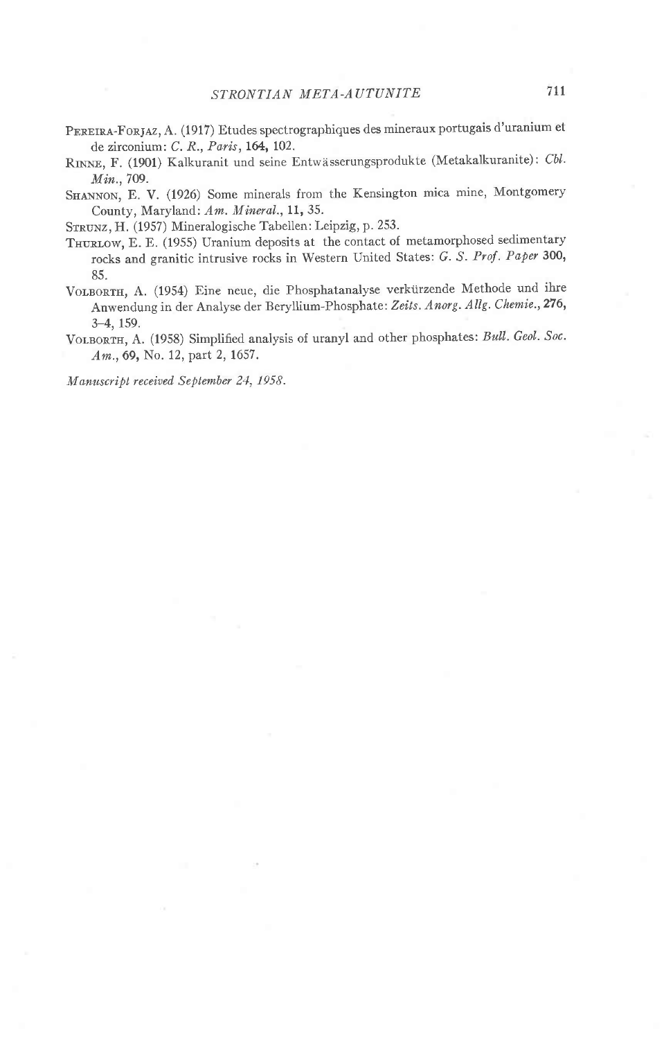Pereira-Forjaz, A. (1917) Etudes spectrographiques des mineraux portugais d'uranium et de zirconium: *C. R., Paris*, **164,** 102.

Rinne, F. (1901) Kalkuranit und seine Entwässerungsprodukte (Metakalkuranite): *Cbl. Min.*, 709.

Shannon, E. V. (1926) Some minerals from the Kensington mica mine, Montgomery County, Maryland: *Am. Mineral.*, **11,** 35.

Strunz, H. (1957) Mineralogische Tabellen: Leipzig, p. 253.

Thurlow, E. E. (1955) Uranium deposits at the contact of metamorphosed sedimentary rocks and granitic intrusive rocks in Western United States: *G. S. Prof. Paper* **300,** 85.

Volborth, A. (1954) Eine neue, die Phosphatanalyse verkürzende Methode und ihre Anwendung in der Analyse der Beryllium-Phosphate: *Zeits. Anorg. Allg. Chemie.*, **276,** 3–4, 159.

Volborth, A. (1958) Simplified analysis of uranyl and other phosphates: *Bull. Geol. Soc. Am.*, **69,** No. 12, part 2, 1657.

*Manuscript received September 24, 1958.*